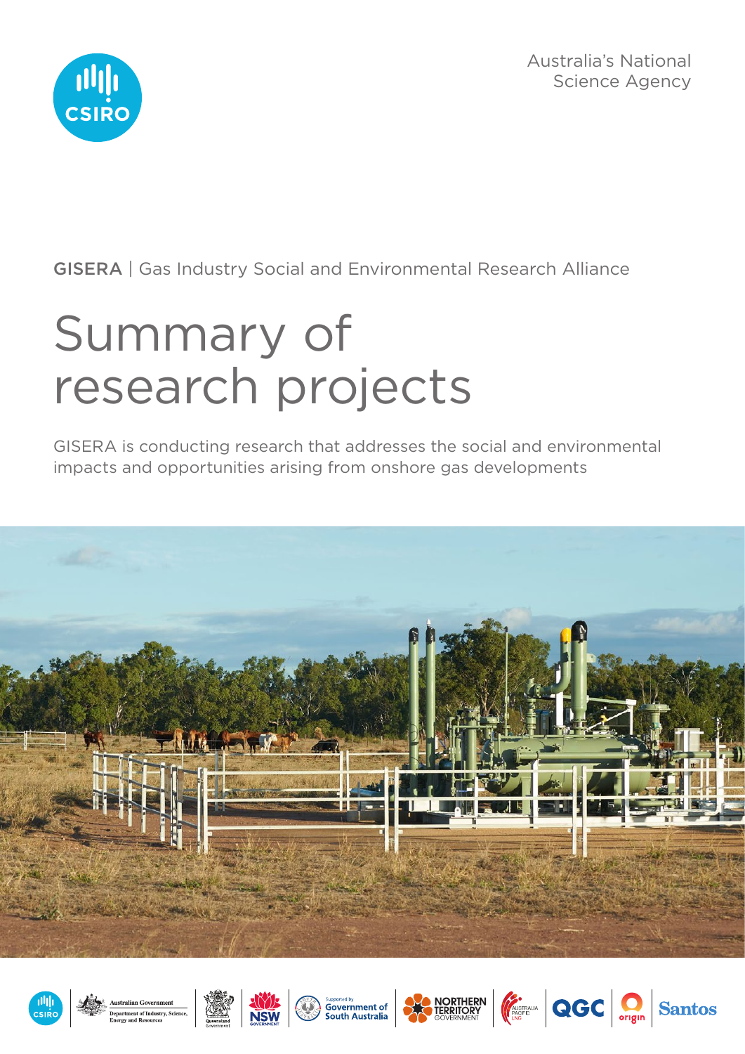Australia's National Science Agency

GISERA | Gas Industry Social and Environmental Research Alliance

# Summary of research projects

GISERA is conducting research that addresses the social and environmental impacts and opportunities arising from onshore gas developments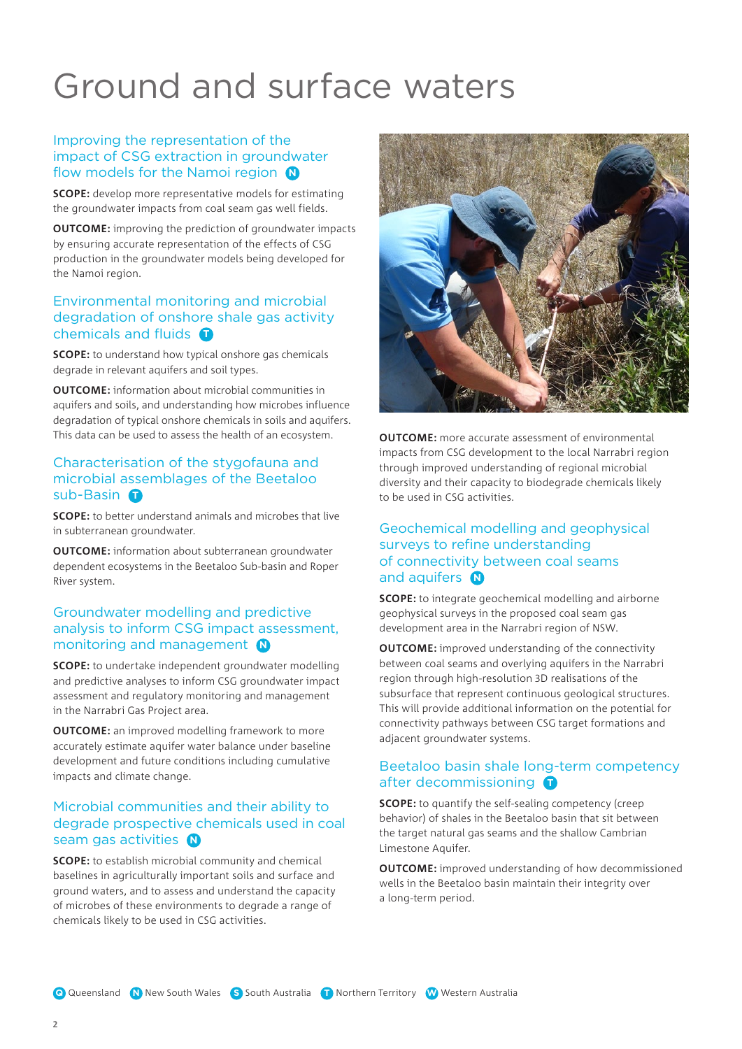# Ground and surface waters

## Improving the representation of the impact of CSG extraction in groundwater flow models for the Namoi region (N)

**SCOPE:** develop more representative models for estimating the groundwater impacts from coal seam gas well fields.

**OUTCOME:** improving the prediction of groundwater impacts by ensuring accurate representation of the effects of CSG production in the groundwater models being developed for the Namoi region.

## Environmental monitoring and microbial degradation of onshore shale gas activity chemicals and fluids (T)

**SCOPE:** to understand how typical onshore gas chemicals degrade in relevant aquifers and soil types.

**OUTCOME:** information about microbial communities in aquifers and soils, and understanding how microbes influence degradation of typical onshore chemicals in soils and aquifers. This data can be used to assess the health of an ecosystem.

## Characterisation of the stygofauna and microbial assemblages of the Beetaloo sub-Basin (T)

**SCOPE:** to better understand animals and microbes that live in subterranean groundwater.

**OUTCOME:** information about subterranean groundwater dependent ecosystems in the Beetaloo Sub-basin and Roper River system.

## Groundwater modelling and predictive analysis to inform CSG impact assessment, monitoring and management (N)

**SCOPE:** to undertake independent groundwater modelling and predictive analyses to inform CSG groundwater impact assessment and regulatory monitoring and management in the Narrabri Gas Project area.

**OUTCOME:** an improved modelling framework to more accurately estimate aquifer water balance under baseline development and future conditions including cumulative impacts and climate change.

## Microbial communities and their ability to degrade prospective chemicals used in coal seam gas activities (N)

**SCOPE:** to establish microbial community and chemical baselines in agriculturally important soils and surface and ground waters, and to assess and understand the capacity of microbes of these environments to degrade a range of chemicals likely to be used in CSG activities.

**OUTCOME:** more accurate assessment of environmental impacts from CSG development to the local Narrabri region through improved understanding of regional microbial diversity and their capacity to biodegrade chemicals likely to be used in CSG activities.

## Geochemical modelling and geophysical surveys to refine understanding of connectivity between coal seams and aquifers (N)

**SCOPE:** to integrate geochemical modelling and airborne geophysical surveys in the proposed coal seam gas development area in the Narrabri region of NSW.

**OUTCOME:** improved understanding of the connectivity between coal seams and overlying aquifers in the Narrabri region through high-resolution 3D realisations of the subsurface that represent continuous geological structures. This will provide additional information on the potential for connectivity pathways between CSG target formations and adjacent groundwater systems.

## Beetaloo basin shale long-term competency after decommissioning (T)

**SCOPE:** to quantify the self-sealing competency (creep behavior) of shales in the Beetaloo basin that sit between the target natural gas seams and the shallow Cambrian Limestone Aquifer.

**OUTCOME:** improved understanding of how decommissioned wells in the Beetaloo basin maintain their integrity over a long-term period.

(Q) Queensland (N) New South Wales (S) South Australia (T) Northern Territory (W) Western Australia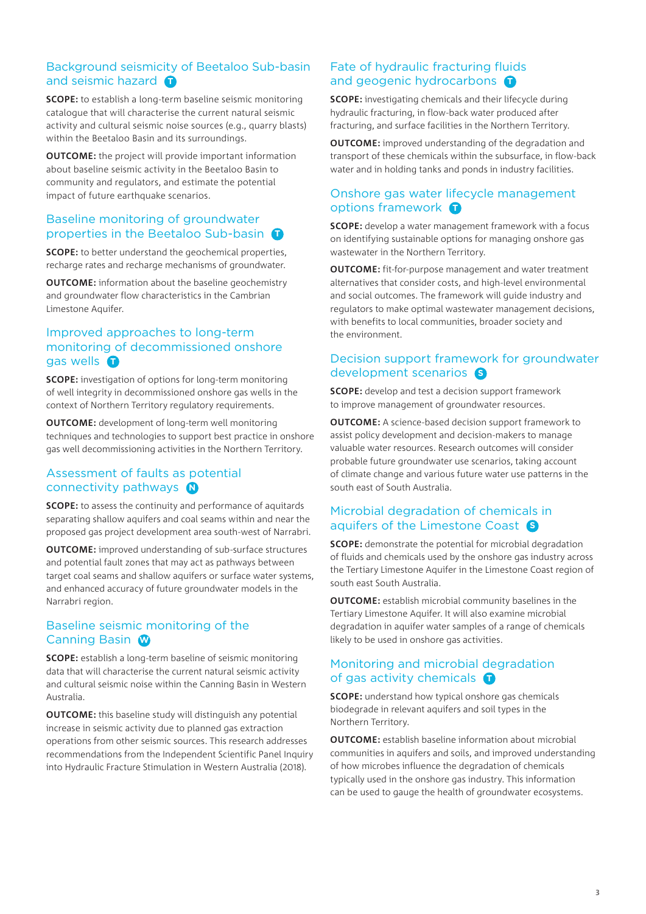## Background seismicity of Beetaloo Sub-basin and seismic hazard (T)

**SCOPE:** to establish a long-term baseline seismic monitoring catalogue that will characterise the current natural seismic activity and cultural seismic noise sources (e.g., quarry blasts) within the Beetaloo Basin and its surroundings.

**OUTCOME:** the project will provide important information about baseline seismic activity in the Beetaloo Basin to community and regulators, and estimate the potential impact of future earthquake scenarios.

## Baseline monitoring of groundwater properties in the Beetaloo Sub-basin (T)

**SCOPE:** to better understand the geochemical properties, recharge rates and recharge mechanisms of groundwater.

**OUTCOME:** information about the baseline geochemistry and groundwater flow characteristics in the Cambrian Limestone Aquifer.

## Improved approaches to long-term monitoring of decommissioned onshore gas wells (T)

**SCOPE:** investigation of options for long-term monitoring of well integrity in decommissioned onshore gas wells in the context of Northern Territory regulatory requirements.

**OUTCOME:** development of long-term well monitoring techniques and technologies to support best practice in onshore gas well decommissioning activities in the Northern Territory.

## Assessment of faults as potential connectivity pathways (N)

**SCOPE:** to assess the continuity and performance of aquitards separating shallow aquifers and coal seams within and near the proposed gas project development area south-west of Narrabri.

**OUTCOME:** improved understanding of sub-surface structures and potential fault zones that may act as pathways between target coal seams and shallow aquifers or surface water systems, and enhanced accuracy of future groundwater models in the Narrabri region.

## Baseline seismic monitoring of the Canning Basin (W)

**SCOPE:** establish a long-term baseline of seismic monitoring data that will characterise the current natural seismic activity and cultural seismic noise within the Canning Basin in Western Australia.

**OUTCOME:** this baseline study will distinguish any potential increase in seismic activity due to planned gas extraction operations from other seismic sources. This research addresses recommendations from the Independent Scientific Panel Inquiry into Hydraulic Fracture Stimulation in Western Australia (2018).

## Fate of hydraulic fracturing fluids and geogenic hydrocarbons (T)

**SCOPE:** investigating chemicals and their lifecycle during hydraulic fracturing, in flow-back water produced after fracturing, and surface facilities in the Northern Territory.

**OUTCOME:** improved understanding of the degradation and transport of these chemicals within the subsurface, in flow-back water and in holding tanks and ponds in industry facilities.

## Onshore gas water lifecycle management options framework (T)

**SCOPE:** develop a water management framework with a focus on identifying sustainable options for managing onshore gas wastewater in the Northern Territory.

**OUTCOME:** fit-for-purpose management and water treatment alternatives that consider costs, and high-level environmental and social outcomes. The framework will guide industry and regulators to make optimal wastewater management decisions, with benefits to local communities, broader society and the environment.

## Decision support framework for groundwater development scenarios (S)

**SCOPE:** develop and test a decision support framework to improve management of groundwater resources.

**OUTCOME:** A science-based decision support framework to assist policy development and decision-makers to manage valuable water resources. Research outcomes will consider probable future groundwater use scenarios, taking account of climate change and various future water use patterns in the south east of South Australia.

## Microbial degradation of chemicals in aquifers of the Limestone Coast (S)

**SCOPE:** demonstrate the potential for microbial degradation of fluids and chemicals used by the onshore gas industry across the Tertiary Limestone Aquifer in the Limestone Coast region of south east South Australia.

**OUTCOME:** establish microbial community baselines in the Tertiary Limestone Aquifer. It will also examine microbial degradation in aquifer water samples of a range of chemicals likely to be used in onshore gas activities.

## Monitoring and microbial degradation of gas activity chemicals (T)

**SCOPE:** understand how typical onshore gas chemicals biodegrade in relevant aquifers and soil types in the Northern Territory.

**OUTCOME:** establish baseline information about microbial communities in aquifers and soils, and improved understanding of how microbes influence the degradation of chemicals typically used in the onshore gas industry. This information can be used to gauge the health of groundwater ecosystems.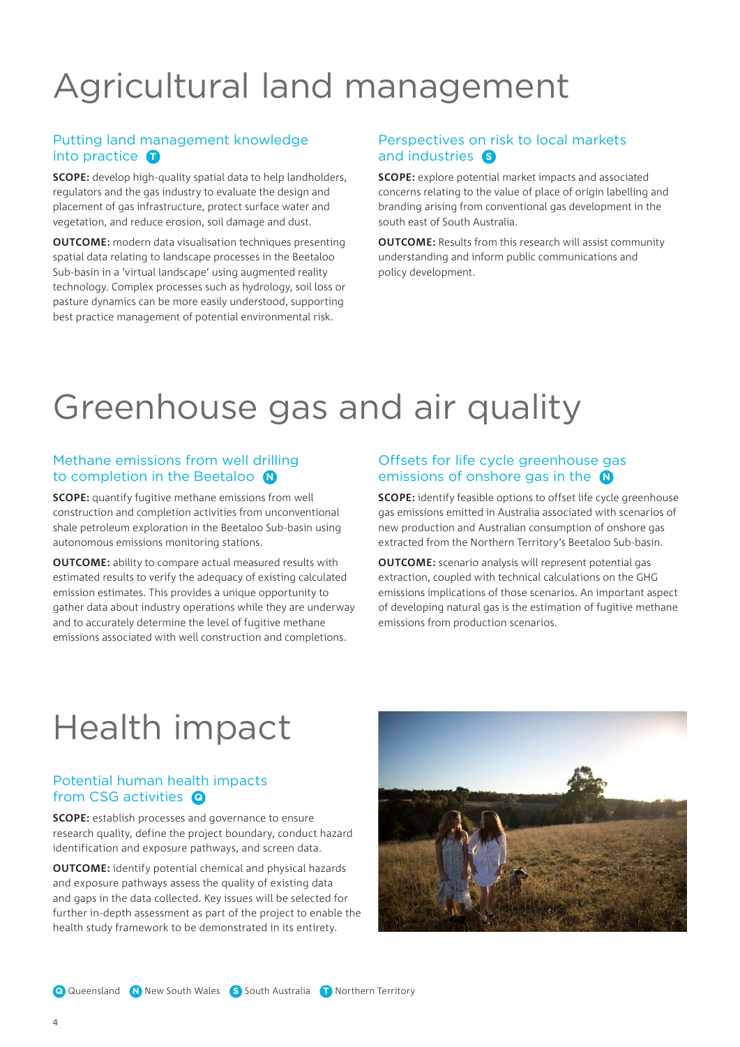# Agricultural land management

### Putting land management knowledge into practice (T)

**SCOPE:** develop high-quality spatial data to help landholders, regulators and the gas industry to evaluate the design and placement of gas infrastructure, protect surface water and vegetation, and reduce erosion, soil damage and dust.

**OUTCOME:** modern data visualisation techniques presenting spatial data relating to landscape processes in the Beetaloo Sub-basin in a 'virtual landscape' using augmented reality technology. Complex processes such as hydrology, soil loss or pasture dynamics can be more easily understood, supporting best practice management of potential environmental risk.

### Perspectives on risk to local markets and industries (S)

**SCOPE:** explore potential market impacts and associated concerns relating to the value of place of origin labelling and branding arising from conventional gas development in the south east of South Australia.

**OUTCOME:** Results from this research will assist community understanding and inform public communications and policy development.

# Greenhouse gas and air quality

### Methane emissions from well drilling to completion in the Beetaloo (N)

**SCOPE:** quantify fugitive methane emissions from well construction and completion activities from unconventional shale petroleum exploration in the Beetaloo Sub-basin using autonomous emissions monitoring stations.

**OUTCOME:** ability to compare actual measured results with estimated results to verify the adequacy of existing calculated emission estimates. This provides a unique opportunity to gather data about industry operations while they are underway and to accurately determine the level of fugitive methane emissions associated with well construction and completions.

### Offsets for life cycle greenhouse gas emissions of onshore gas in the (N)

**SCOPE:** identify feasible options to offset life cycle greenhouse gas emissions emitted in Australia associated with scenarios of new production and Australian consumption of onshore gas extracted from the Northern Territory's Beetaloo Sub-basin.

**OUTCOME:** scenario analysis will represent potential gas extraction, coupled with technical calculations on the GHG emissions implications of those scenarios. An important aspect of developing natural gas is the estimation of fugitive methane emissions from production scenarios.

# Health impact

### Potential human health impacts from CSG activities (Q)

**SCOPE:** establish processes and governance to ensure research quality, define the project boundary, conduct hazard identification and exposure pathways, and screen data.

**OUTCOME:** identify potential chemical and physical hazards and exposure pathways assess the quality of existing data and gaps in the data collected. Key issues will be selected for further in-depth assessment as part of the project to enable the health study framework to be demonstrated in its entirety.

(Q) Queensland (N) New South Wales (S) South Australia (T) Northern Territory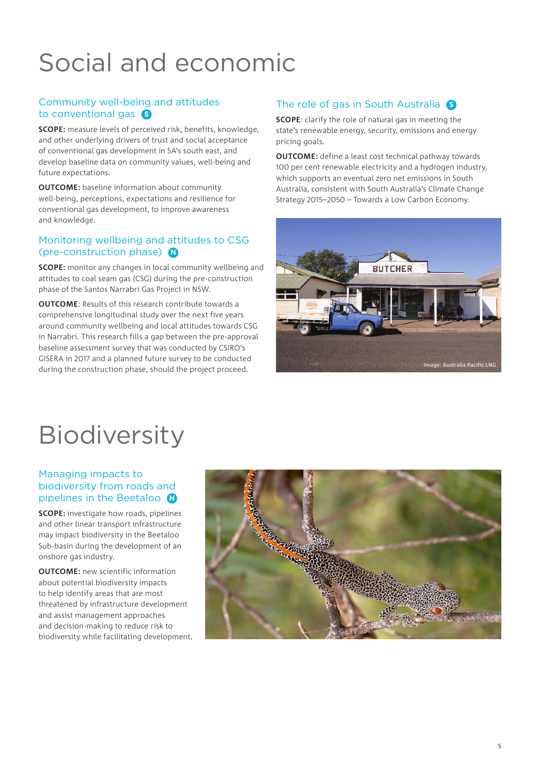# Social and economic

## Community well-being and attitudes to conventional gas (S)

**SCOPE:** measure levels of perceived risk, benefits, knowledge, and other underlying drivers of trust and social acceptance of conventional gas development in SA's south east, and develop baseline data on community values, well-being and future expectations.

**OUTCOME:** baseline information about community well-being, perceptions, expectations and resilience for conventional gas development, to improve awareness and knowledge.

## Monitoring wellbeing and attitudes to CSG (pre-construction phase) (N)

**SCOPE:** monitor any changes in local community wellbeing and attitudes to coal seam gas (CSG) during the pre-construction phase of the Santos Narrabri Gas Project in NSW.

**OUTCOME**: Results of this research contribute towards a comprehensive longitudinal study over the next five years around community wellbeing and local attitudes towards CSG in Narrabri. This research fills a gap between the pre-approval baseline assessment survey that was conducted by CSIRO's GISERA in 2017 and a planned future survey to be conducted during the construction phase, should the project proceed.

## The role of gas in South Australia (S)

**SCOPE**: clarify the role of natural gas in meeting the state's renewable energy, security, emissions and energy pricing goals.

**OUTCOME:** define a least cost technical pathway towards 100 per cent renewable electricity and a hydrogen industry, which supports an eventual zero net emissions in South Australia, consistent with South Australia's Climate Change Strategy 2015–2050 – Towards a Low Carbon Economy.

Image: Australia Pacific LNG

# Biodiversity

## Managing impacts to biodiversity from roads and pipelines in the Beetaloo (N)

**SCOPE:** investigate how roads, pipelines and other linear transport infrastructure may impact biodiversity in the Beetaloo Sub-basin during the development of an onshore gas industry.

**OUTCOME:** new scientific information about potential biodiversity impacts to help identify areas that are most threatened by infrastructure development and assist management approaches and decision-making to reduce risk to biodiversity while facilitating development.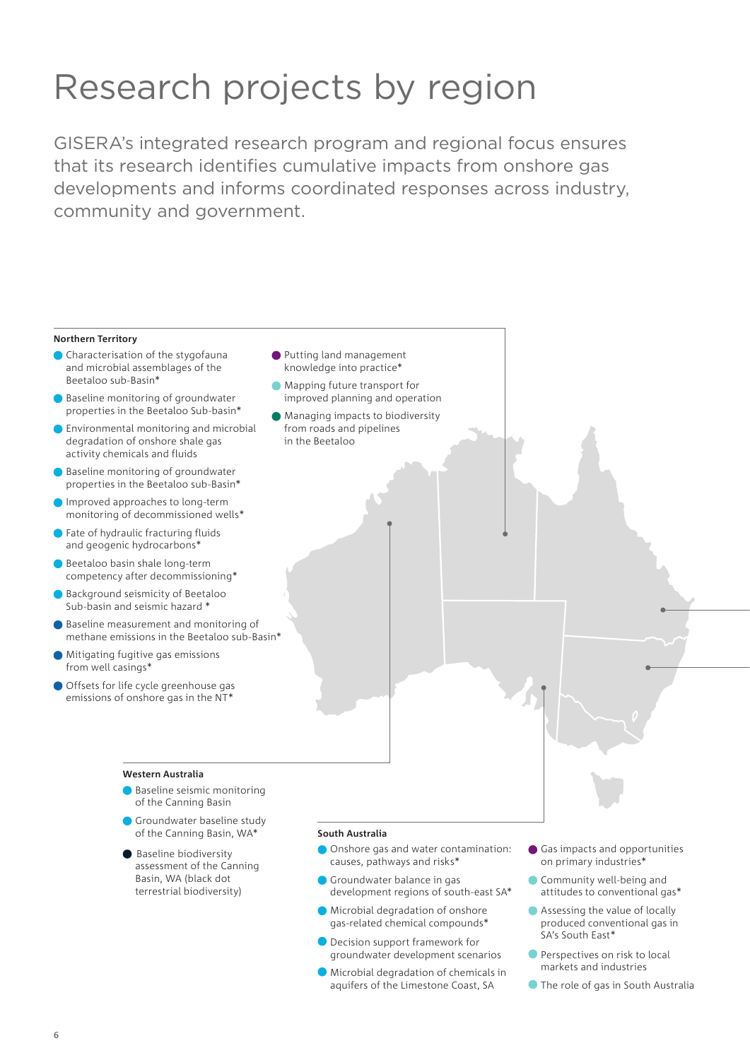# Research projects by region

GISERA's integrated research program and regional focus ensures that its research identifies cumulative impacts from onshore gas developments and informs coordinated responses across industry, community and government.

**Northern Territory**

- Characterisation of the stygofauna and microbial assemblages of the Beetaloo sub-Basin*
- Baseline monitoring of groundwater properties in the Beetaloo Sub-basin*
- Environmental monitoring and microbial degradation of onshore shale gas activity chemicals and fluids
- Baseline monitoring of groundwater properties in the Beetaloo sub-Basin*
- Improved approaches to long-term monitoring of decommissioned wells*
- Fate of hydraulic fracturing fluids and geogenic hydrocarbons*
- Beetaloo basin shale long-term competency after decommissioning*
- Background seismicity of Beetaloo Sub-basin and seismic hazard *
- Baseline measurement and monitoring of methane emissions in the Beetaloo sub-Basin*
- Mitigating fugitive gas emissions from well casings*
- Offsets for life cycle greenhouse gas emissions of onshore gas in the NT*
- Putting land management knowledge into practice*
- Mapping future transport for improved planning and operation
- Managing impacts to biodiversity from roads and pipelines in the Beetaloo

**Western Australia**

- Baseline seismic monitoring of the Canning Basin
- Groundwater baseline study of the Canning Basin, WA*
- Baseline biodiversity assessment of the Canning Basin, WA (black dot terrestrial biodiversity)

**South Australia**

- Onshore gas and water contamination: causes, pathways and risks*
- Groundwater balance in gas development regions of south-east SA*
- Microbial degradation of onshore gas-related chemical compounds*
- Decision support framework for groundwater development scenarios
- Microbial degradation of chemicals in aquifers of the Limestone Coast, SA
- Gas impacts and opportunities on primary industries*
- Community well-being and attitudes to conventional gas*
- Assessing the value of locally produced conventional gas in SA's South East*
- Perspectives on risk to local markets and industries
- The role of gas in South Australia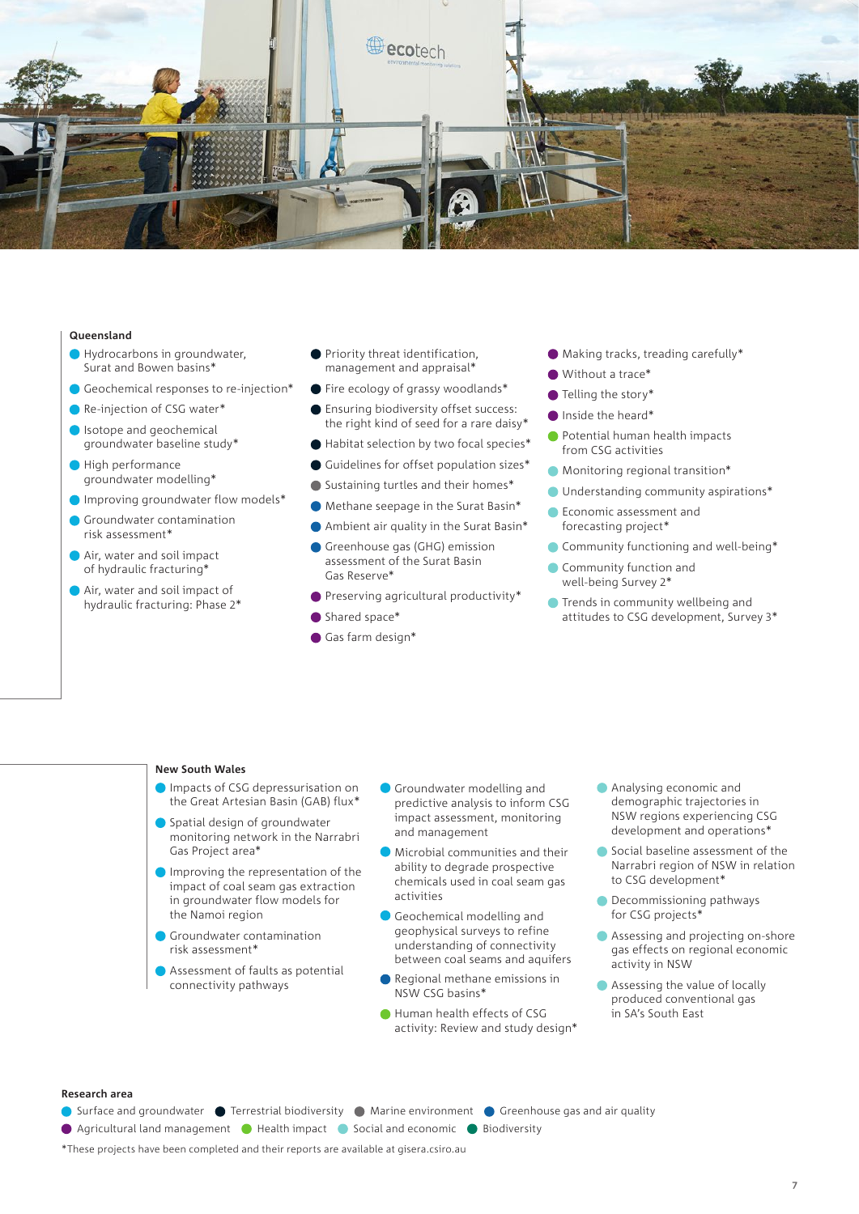## Queensland

- Hydrocarbons in groundwater, Surat and Bowen basins*
- Geochemical responses to re-injection*
- Re-injection of CSG water*
- Isotope and geochemical groundwater baseline study*
- High performance groundwater modelling*
- Improving groundwater flow models*
- Groundwater contamination risk assessment*
- Air, water and soil impact of hydraulic fracturing*
- Air, water and soil impact of hydraulic fracturing: Phase 2*
- Priority threat identification, management and appraisal*
- Fire ecology of grassy woodlands*
- Ensuring biodiversity offset success: the right kind of seed for a rare daisy*
- Habitat selection by two focal species*
- Guidelines for offset population sizes*
- Sustaining turtles and their homes*
- Methane seepage in the Surat Basin*
- Ambient air quality in the Surat Basin*
- Greenhouse gas (GHG) emission assessment of the Surat Basin Gas Reserve*
- Preserving agricultural productivity*
- Shared space*
- Gas farm design*
- Making tracks, treading carefully*
- Without a trace*
- Telling the story*
- Inside the heard*
- Potential human health impacts from CSG activities
- Monitoring regional transition*
- Understanding community aspirations*
- Economic assessment and forecasting project*
- Community functioning and well-being*
- Community function and well-being Survey 2*
- Trends in community wellbeing and attitudes to CSG development, Survey 3*

## New South Wales

- Impacts of CSG depressurisation on the Great Artesian Basin (GAB) flux*
- Spatial design of groundwater monitoring network in the Narrabri Gas Project area*
- Improving the representation of the impact of coal seam gas extraction in groundwater flow models for the Namoi region
- Groundwater contamination risk assessment*
- Assessment of faults as potential connectivity pathways
- Groundwater modelling and predictive analysis to inform CSG impact assessment, monitoring and management
- Microbial communities and their ability to degrade prospective chemicals used in coal seam gas activities
- Geochemical modelling and geophysical surveys to refine understanding of connectivity between coal seams and aquifers
- Regional methane emissions in NSW CSG basins*
- Human health effects of CSG activity: Review and study design*
- Analysing economic and demographic trajectories in NSW regions experiencing CSG development and operations*
- Social baseline assessment of the Narrabri region of NSW in relation to CSG development*
- Decommissioning pathways for CSG projects*
- Assessing and projecting on-shore gas effects on regional economic activity in NSW
- Assessing the value of locally produced conventional gas in SA's South East

**Research area**

Surface and groundwater · Terrestrial biodiversity · Marine environment · Greenhouse gas and air quality · Agricultural land management · Health impact · Social and economic · Biodiversity

*These projects have been completed and their reports are available at gisera.csiro.au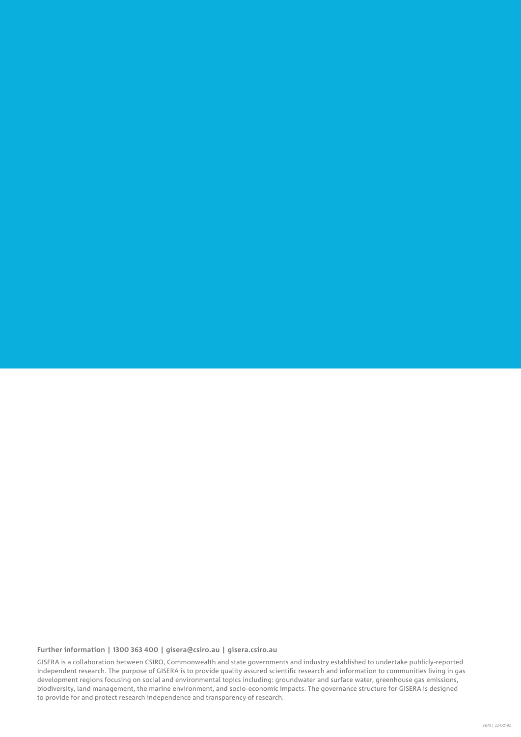**Further information | 1300 363 400 | gisera@csiro.au | gisera.csiro.au**

GISERA is a collaboration between CSIRO, Commonwealth and state governments and industry established to undertake publicly-reported independent research. The purpose of GISERA is to provide quality assured scientific research and information to communities living in gas development regions focusing on social and environmental topics including: groundwater and surface water, greenhouse gas emissions, biodiversity, land management, the marine environment, and socio-economic impacts. The governance structure for GISERA is designed to provide for and protect research independence and transparency of research.

B&M | 22-00192